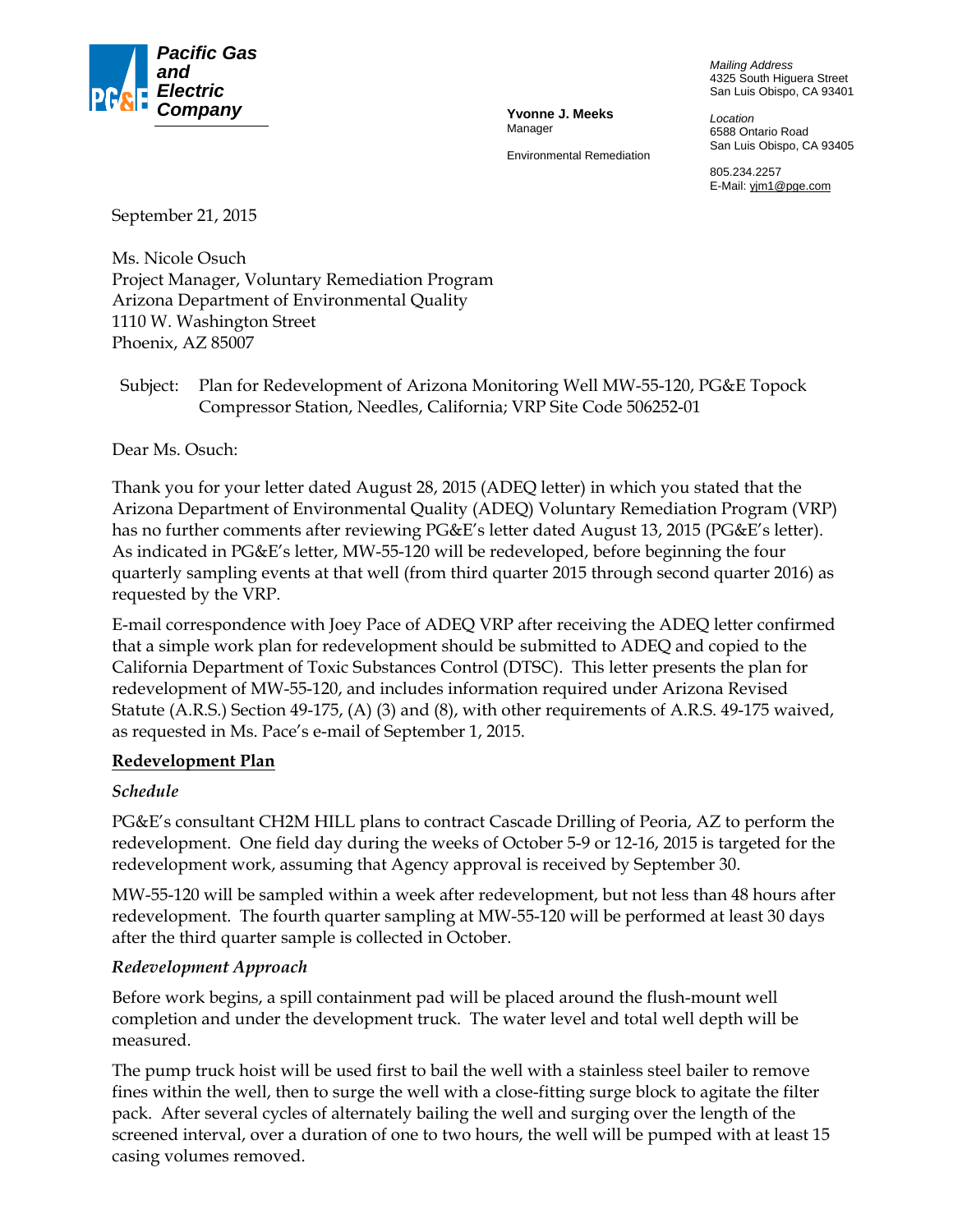**Pacific Gas and Electric Company**

**Yvonne J. Meeks**
Manager

Environmental Remediation

*Mailing Address*
4325 South Higuera Street
San Luis Obispo, CA 93401

*Location*
6588 Ontario Road
San Luis Obispo, CA 93405

805.234.2257
E-Mail: yjm1@pge.com

September 21, 2015

Ms. Nicole Osuch
Project Manager, Voluntary Remediation Program
Arizona Department of Environmental Quality
1110 W. Washington Street
Phoenix, AZ 85007

Subject: Plan for Redevelopment of Arizona Monitoring Well MW-55-120, PG&E Topock Compressor Station, Needles, California; VRP Site Code 506252-01

Dear Ms. Osuch:

Thank you for your letter dated August 28, 2015 (ADEQ letter) in which you stated that the Arizona Department of Environmental Quality (ADEQ) Voluntary Remediation Program (VRP) has no further comments after reviewing PG&E's letter dated August 13, 2015 (PG&E's letter). As indicated in PG&E's letter, MW-55-120 will be redeveloped, before beginning the four quarterly sampling events at that well (from third quarter 2015 through second quarter 2016) as requested by the VRP.

E-mail correspondence with Joey Pace of ADEQ VRP after receiving the ADEQ letter confirmed that a simple work plan for redevelopment should be submitted to ADEQ and copied to the California Department of Toxic Substances Control (DTSC). This letter presents the plan for redevelopment of MW-55-120, and includes information required under Arizona Revised Statute (A.R.S.) Section 49-175, (A) (3) and (8), with other requirements of A.R.S. 49-175 waived, as requested in Ms. Pace's e-mail of September 1, 2015.

## Redevelopment Plan

### *Schedule*

PG&E's consultant CH2M HILL plans to contract Cascade Drilling of Peoria, AZ to perform the redevelopment. One field day during the weeks of October 5-9 or 12-16, 2015 is targeted for the redevelopment work, assuming that Agency approval is received by September 30.

MW-55-120 will be sampled within a week after redevelopment, but not less than 48 hours after redevelopment. The fourth quarter sampling at MW-55-120 will be performed at least 30 days after the third quarter sample is collected in October.

### *Redevelopment Approach*

Before work begins, a spill containment pad will be placed around the flush-mount well completion and under the development truck. The water level and total well depth will be measured.

The pump truck hoist will be used first to bail the well with a stainless steel bailer to remove fines within the well, then to surge the well with a close-fitting surge block to agitate the filter pack. After several cycles of alternately bailing the well and surging over the length of the screened interval, over a duration of one to two hours, the well will be pumped with at least 15 casing volumes removed.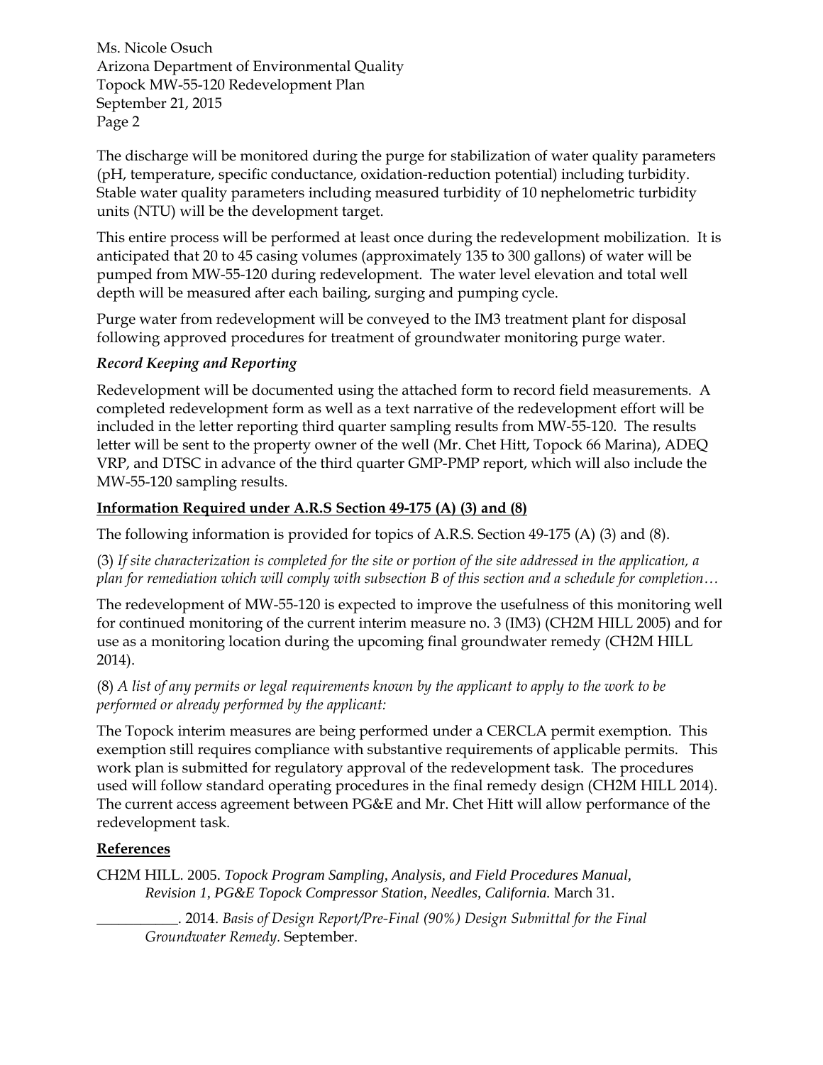The discharge will be monitored during the purge for stabilization of water quality parameters (pH, temperature, specific conductance, oxidation-reduction potential) including turbidity. Stable water quality parameters including measured turbidity of 10 nephelometric turbidity units (NTU) will be the development target.

This entire process will be performed at least once during the redevelopment mobilization. It is anticipated that 20 to 45 casing volumes (approximately 135 to 300 gallons) of water will be pumped from MW-55-120 during redevelopment. The water level elevation and total well depth will be measured after each bailing, surging and pumping cycle.

Purge water from redevelopment will be conveyed to the IM3 treatment plant for disposal following approved procedures for treatment of groundwater monitoring purge water.

### *Record Keeping and Reporting*

Redevelopment will be documented using the attached form to record field measurements. A completed redevelopment form as well as a text narrative of the redevelopment effort will be included in the letter reporting third quarter sampling results from MW-55-120. The results letter will be sent to the property owner of the well (Mr. Chet Hitt, Topock 66 Marina), ADEQ VRP, and DTSC in advance of the third quarter GMP-PMP report, which will also include the MW-55-120 sampling results.

## **Information Required under A.R.S Section 49-175 (A) (3) and (8)**

The following information is provided for topics of A.R.S. Section 49-175 (A) (3) and (8).

(3) *If site characterization is completed for the site or portion of the site addressed in the application, a plan for remediation which will comply with subsection B of this section and a schedule for completion…*

The redevelopment of MW-55-120 is expected to improve the usefulness of this monitoring well for continued monitoring of the current interim measure no. 3 (IM3) (CH2M HILL 2005) and for use as a monitoring location during the upcoming final groundwater remedy (CH2M HILL 2014).

(8) *A list of any permits or legal requirements known by the applicant to apply to the work to be performed or already performed by the applicant:*

The Topock interim measures are being performed under a CERCLA permit exemption. This exemption still requires compliance with substantive requirements of applicable permits. This work plan is submitted for regulatory approval of the redevelopment task. The procedures used will follow standard operating procedures in the final remedy design (CH2M HILL 2014). The current access agreement between PG&E and Mr. Chet Hitt will allow performance of the redevelopment task.

## **References**

CH2M HILL. 2005. *Topock Program Sampling, Analysis, and Field Procedures Manual, Revision 1, PG&E Topock Compressor Station, Needles, California.* March 31.

___________. 2014. *Basis of Design Report/Pre-Final (90%) Design Submittal for the Final Groundwater Remedy.* September.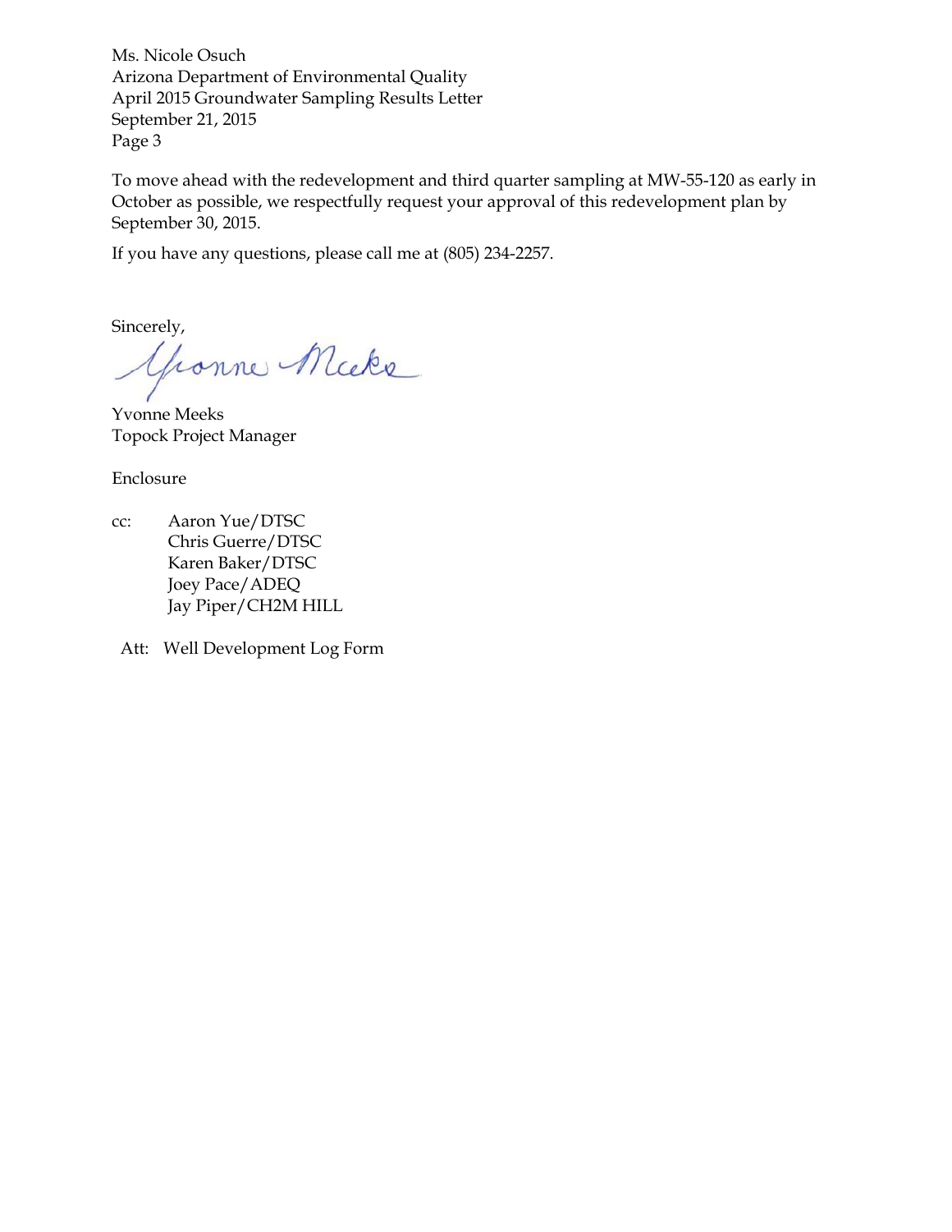Ms. Nicole Osuch
Arizona Department of Environmental Quality
April 2015 Groundwater Sampling Results Letter
September 21, 2015
Page 3

To move ahead with the redevelopment and third quarter sampling at MW-55-120 as early in October as possible, we respectfully request your approval of this redevelopment plan by September 30, 2015.

If you have any questions, please call me at (805) 234-2257.

Sincerely,

Yvonne Meeks
Topock Project Manager

Enclosure

cc: Aaron Yue/DTSC
Chris Guerre/DTSC
Karen Baker/DTSC
Joey Pace/ADEQ
Jay Piper/CH2M HILL

Att: Well Development Log Form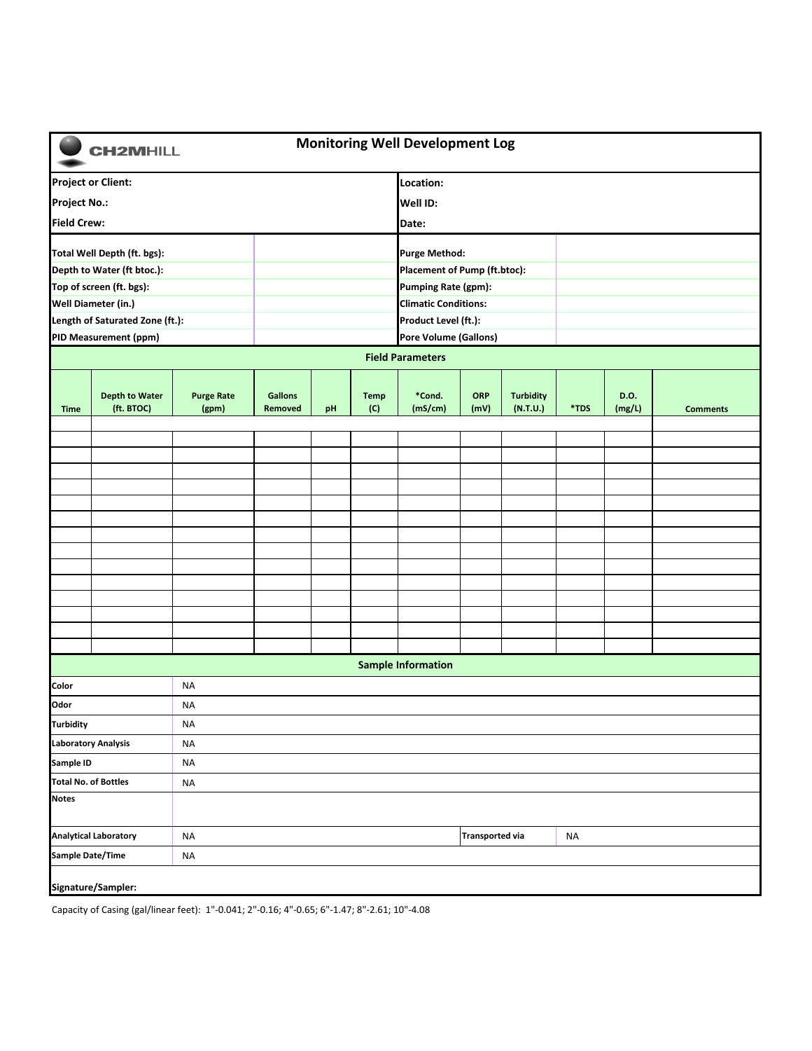CH2MHILL

# Monitoring Well Development Log

| | | | |
|---|---|---|---|
| **Project or Client:** | | **Location:** | |
| **Project No.:** | | **Well ID:** | |
| **Field Crew:** | | **Date:** | |

| | | | |
|---|---|---|---|
| **Total Well Depth (ft. bgs):** | | **Purge Method:** | |
| **Depth to Water (ft btoc.):** | | **Placement of Pump (ft.btoc):** | |
| **Top of screen (ft. bgs):** | | **Pumping Rate (gpm):** | |
| **Well Diameter (in.)** | | **Climatic Conditions:** | |
| **Length of Saturated Zone (ft.):** | | **Product Level (ft.):** | |
| **PID Measurement (ppm)** | | **Pore Volume (Gallons)** | |

## Field Parameters

| Time | Depth to Water (ft. BTOC) | Purge Rate (gpm) | Gallons Removed | pH | Temp (C) | *Cond. (mS/cm) | ORP (mV) | Turbidity (N.T.U.) | *TDS | D.O. (mg/L) | Comments |
|---|---|---|---|---|---|---|---|---|---|---|---|
| | | | | | | | | | | | |
| | | | | | | | | | | | |
| | | | | | | | | | | | |
| | | | | | | | | | | | |
| | | | | | | | | | | | |
| | | | | | | | | | | | |
| | | | | | | | | | | | |
| | | | | | | | | | | | |
| | | | | | | | | | | | |
| | | | | | | | | | | | |
| | | | | | | | | | | | |
| | | | | | | | | | | | |
| | | | | | | | | | | | |
| | | | | | | | | | | | |
| | | | | | | | | | | | |

## Sample Information

| | | | |
|---|---|---|---|
| **Color** | NA | | |
| **Odor** | NA | | |
| **Turbidity** | NA | | |
| **Laboratory Analysis** | NA | | |
| **Sample ID** | NA | | |
| **Total No. of Bottles** | NA | | |
| **Notes** | | | |
| **Analytical Laboratory** | NA | **Transported via** | NA |
| **Sample Date/Time** | NA | | |

**Signature/Sampler:**

Capacity of Casing (gal/linear feet): 1"-0.041; 2"-0.16; 4"-0.65; 6"-1.47; 8"-2.61; 10"-4.08